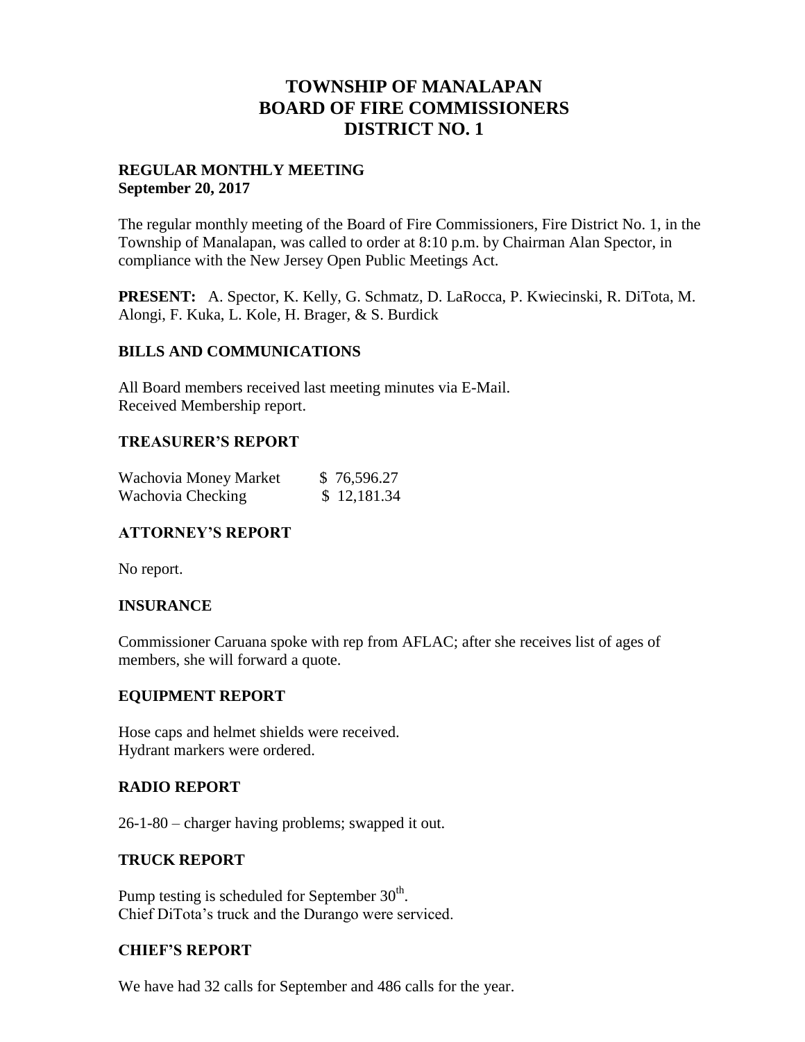# TOWNSHIP OF MANALAPAN
# BOARD OF FIRE COMMISSIONERS
# DISTRICT NO. 1

**REGULAR MONTHLY MEETING**
**September 20, 2017**

The regular monthly meeting of the Board of Fire Commissioners, Fire District No. 1, in the Township of Manalapan, was called to order at 8:10 p.m. by Chairman Alan Spector, in compliance with the New Jersey Open Public Meetings Act.

**PRESENT:** A. Spector, K. Kelly, G. Schmatz, D. LaRocca, P. Kwiecinski, R. DiTota, M. Alongi, F. Kuka, L. Kole, H. Brager, & S. Burdick

## BILLS AND COMMUNICATIONS

All Board members received last meeting minutes via E-Mail.
Received Membership report.

## TREASURER'S REPORT

| | |
|---|---|
| Wachovia Money Market | $ 76,596.27 |
| Wachovia Checking | $ 12,181.34 |

## ATTORNEY'S REPORT

No report.

## INSURANCE

Commissioner Caruana spoke with rep from AFLAC; after she receives list of ages of members, she will forward a quote.

## EQUIPMENT REPORT

Hose caps and helmet shields were received.
Hydrant markers were ordered.

## RADIO REPORT

26-1-80 – charger having problems; swapped it out.

## TRUCK REPORT

Pump testing is scheduled for September 30th.
Chief DiTota's truck and the Durango were serviced.

## CHIEF'S REPORT

We have had 32 calls for September and 486 calls for the year.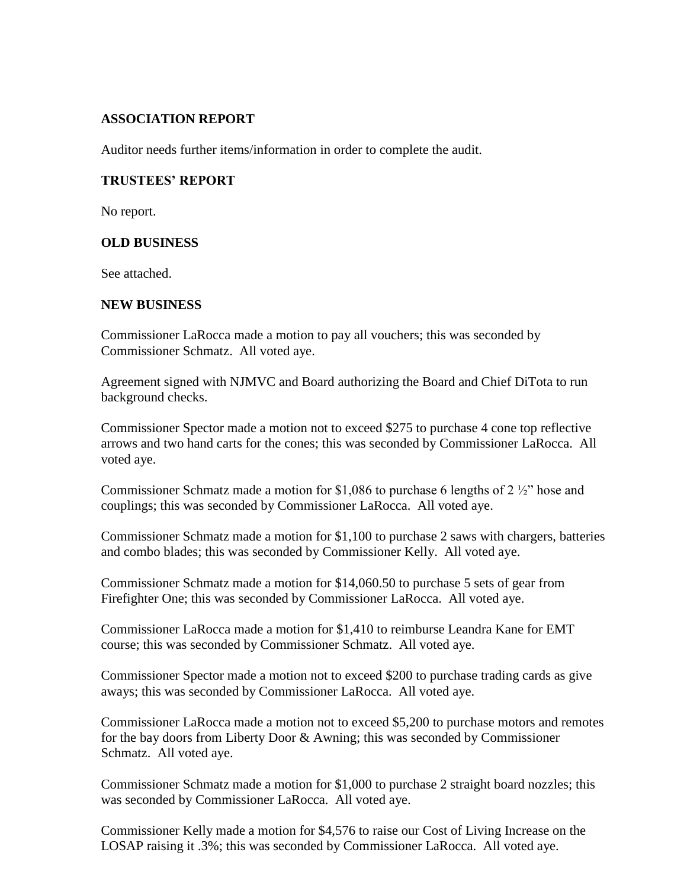## ASSOCIATION REPORT

Auditor needs further items/information in order to complete the audit.

## TRUSTEES' REPORT

No report.

## OLD BUSINESS

See attached.

## NEW BUSINESS

Commissioner LaRocca made a motion to pay all vouchers; this was seconded by Commissioner Schmatz. All voted aye.

Agreement signed with NJMVC and Board authorizing the Board and Chief DiTota to run background checks.

Commissioner Spector made a motion not to exceed $275 to purchase 4 cone top reflective arrows and two hand carts for the cones; this was seconded by Commissioner LaRocca. All voted aye.

Commissioner Schmatz made a motion for $1,086 to purchase 6 lengths of 2 ½" hose and couplings; this was seconded by Commissioner LaRocca. All voted aye.

Commissioner Schmatz made a motion for $1,100 to purchase 2 saws with chargers, batteries and combo blades; this was seconded by Commissioner Kelly. All voted aye.

Commissioner Schmatz made a motion for $14,060.50 to purchase 5 sets of gear from Firefighter One; this was seconded by Commissioner LaRocca. All voted aye.

Commissioner LaRocca made a motion for $1,410 to reimburse Leandra Kane for EMT course; this was seconded by Commissioner Schmatz. All voted aye.

Commissioner Spector made a motion not to exceed $200 to purchase trading cards as give aways; this was seconded by Commissioner LaRocca. All voted aye.

Commissioner LaRocca made a motion not to exceed $5,200 to purchase motors and remotes for the bay doors from Liberty Door & Awning; this was seconded by Commissioner Schmatz. All voted aye.

Commissioner Schmatz made a motion for $1,000 to purchase 2 straight board nozzles; this was seconded by Commissioner LaRocca. All voted aye.

Commissioner Kelly made a motion for $4,576 to raise our Cost of Living Increase on the LOSAP raising it .3%; this was seconded by Commissioner LaRocca. All voted aye.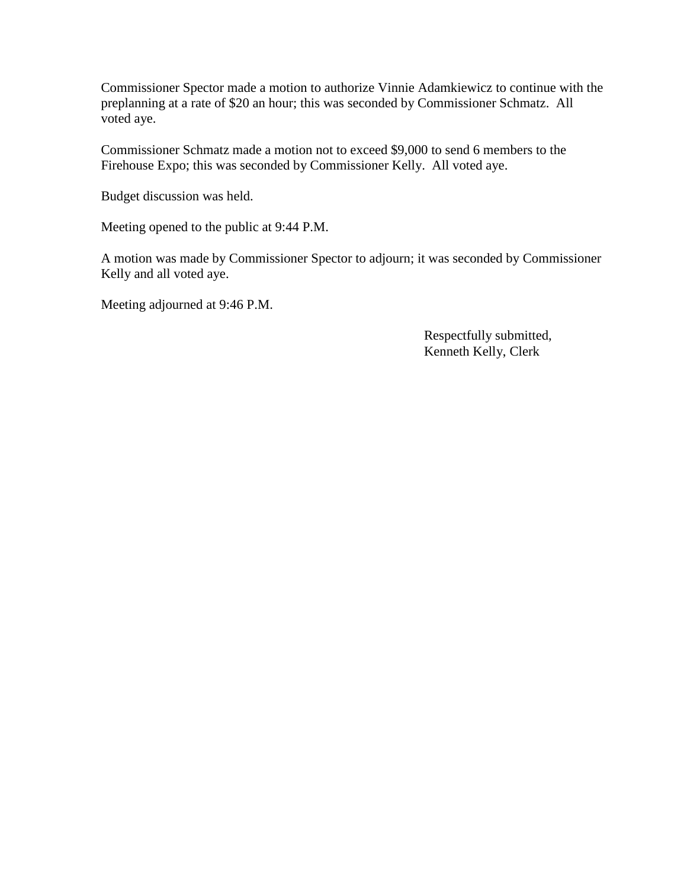Commissioner Spector made a motion to authorize Vinnie Adamkiewicz to continue with the preplanning at a rate of $20 an hour; this was seconded by Commissioner Schmatz. All voted aye.

Commissioner Schmatz made a motion not to exceed $9,000 to send 6 members to the Firehouse Expo; this was seconded by Commissioner Kelly. All voted aye.

Budget discussion was held.

Meeting opened to the public at 9:44 P.M.

A motion was made by Commissioner Spector to adjourn; it was seconded by Commissioner Kelly and all voted aye.

Meeting adjourned at 9:46 P.M.

Respectfully submitted,
Kenneth Kelly, Clerk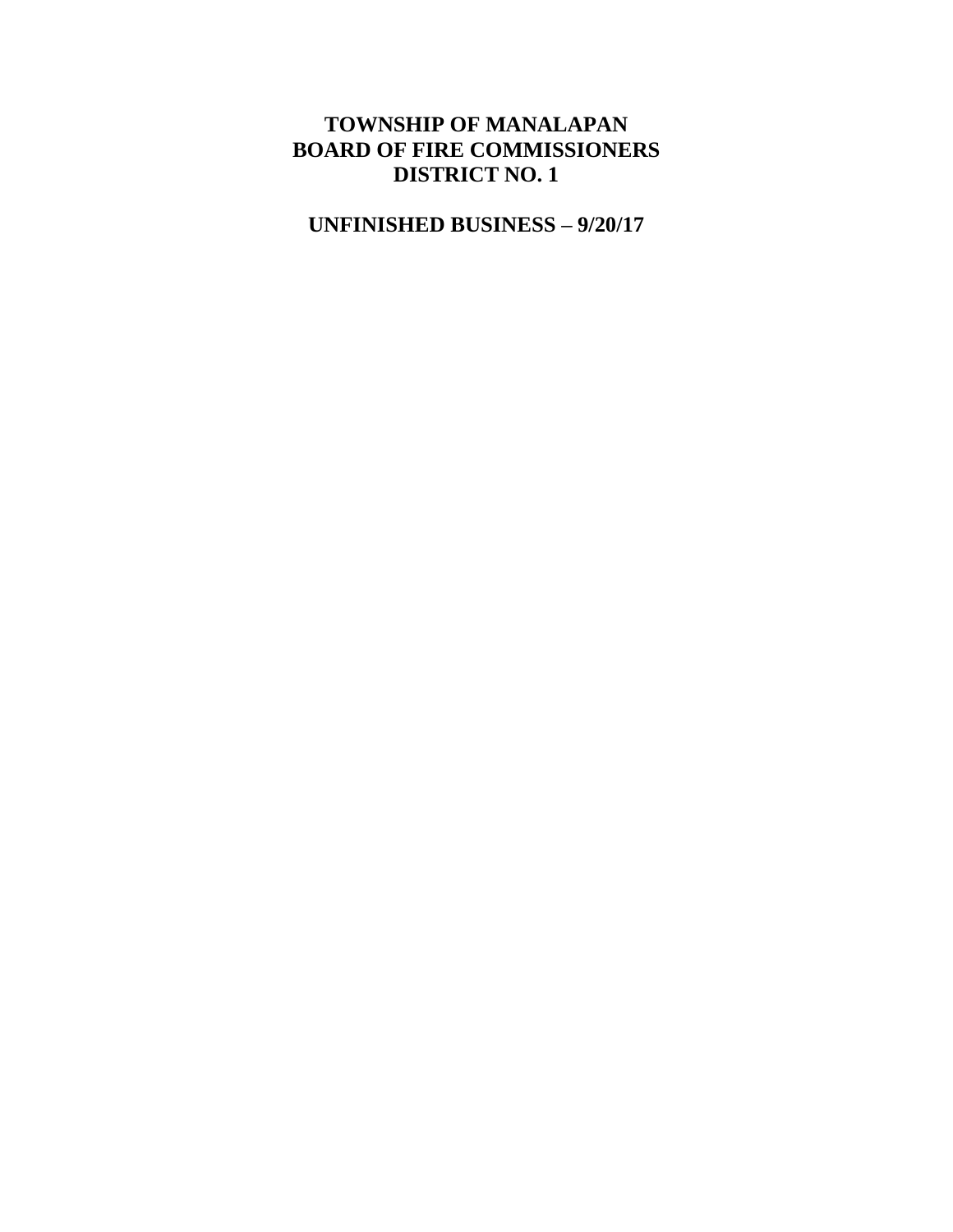# TOWNSHIP OF MANALAPAN
# BOARD OF FIRE COMMISSIONERS
# DISTRICT NO. 1

## UNFINISHED BUSINESS – 9/20/17